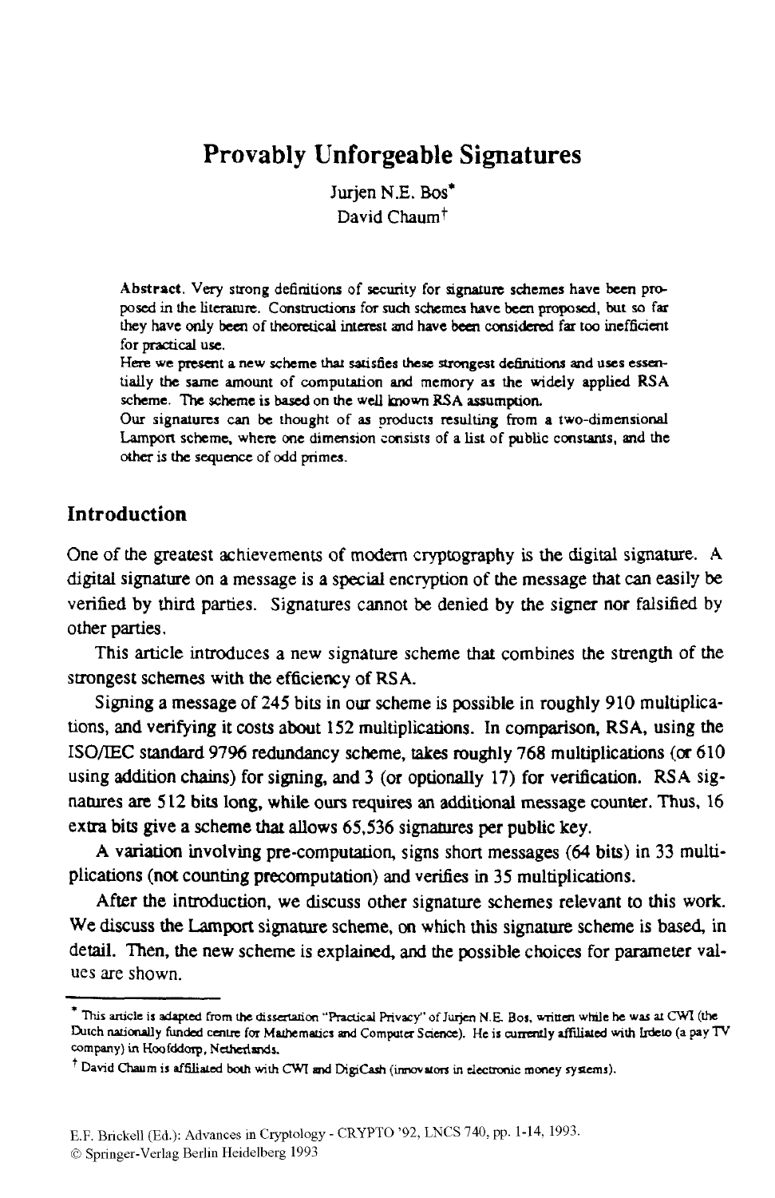# Provably Unforgeable Signatures

Jurjen N.E. Bos*
David Chaum†

**Abstract.** Very strong definitions of security for signature schemes have been proposed in the literature. Constructions for such schemes have been proposed, but so far they have only been of theoretical interest and have been considered far too inefficient for practical use.

Here we present a new scheme that satisfies these strongest definitions and uses essentially the same amount of computation and memory as the widely applied RSA scheme. The scheme is based on the well known RSA assumption.

Our signatures can be thought of as products resulting from a two-dimensional Lamport scheme, where one dimension consists of a list of public constants, and the other is the sequence of odd primes.

## Introduction

One of the greatest achievements of modern cryptography is the digital signature. A digital signature on a message is a special encryption of the message that can easily be verified by third parties. Signatures cannot be denied by the signer nor falsified by other parties.

This article introduces a new signature scheme that combines the strength of the strongest schemes with the efficiency of RSA.

Signing a message of 245 bits in our scheme is possible in roughly 910 multiplications, and verifying it costs about 152 multiplications. In comparison, RSA, using the ISO/IEC standard 9796 redundancy scheme, takes roughly 768 multiplications (or 610 using addition chains) for signing, and 3 (or optionally 17) for verification. RSA signatures are 512 bits long, while ours requires an additional message counter. Thus, 16 extra bits give a scheme that allows 65,536 signatures per public key.

A variation involving pre-computation, signs short messages (64 bits) in 33 multiplications (not counting precomputation) and verifies in 35 multiplications.

After the introduction, we discuss other signature schemes relevant to this work. We discuss the Lamport signature scheme, on which this signature scheme is based, in detail. Then, the new scheme is explained, and the possible choices for parameter values are shown.

---

* This article is adapted from the dissertation "Practical Privacy" of Jurjen N.E. Bos, written while he was at CWI (the Dutch nationally funded centre for Mathematics and Computer Science). He is currently affiliated with Irdeto (a pay TV company) in Hoofddorp, Netherlands.

† David Chaum is affiliated both with CWI and DigiCash (innovators in electronic money systems).

E.F. Brickell (Ed.): Advances in Cryptology - CRYPTO '92, LNCS 740, pp. 1-14, 1993.
© Springer-Verlag Berlin Heidelberg 1993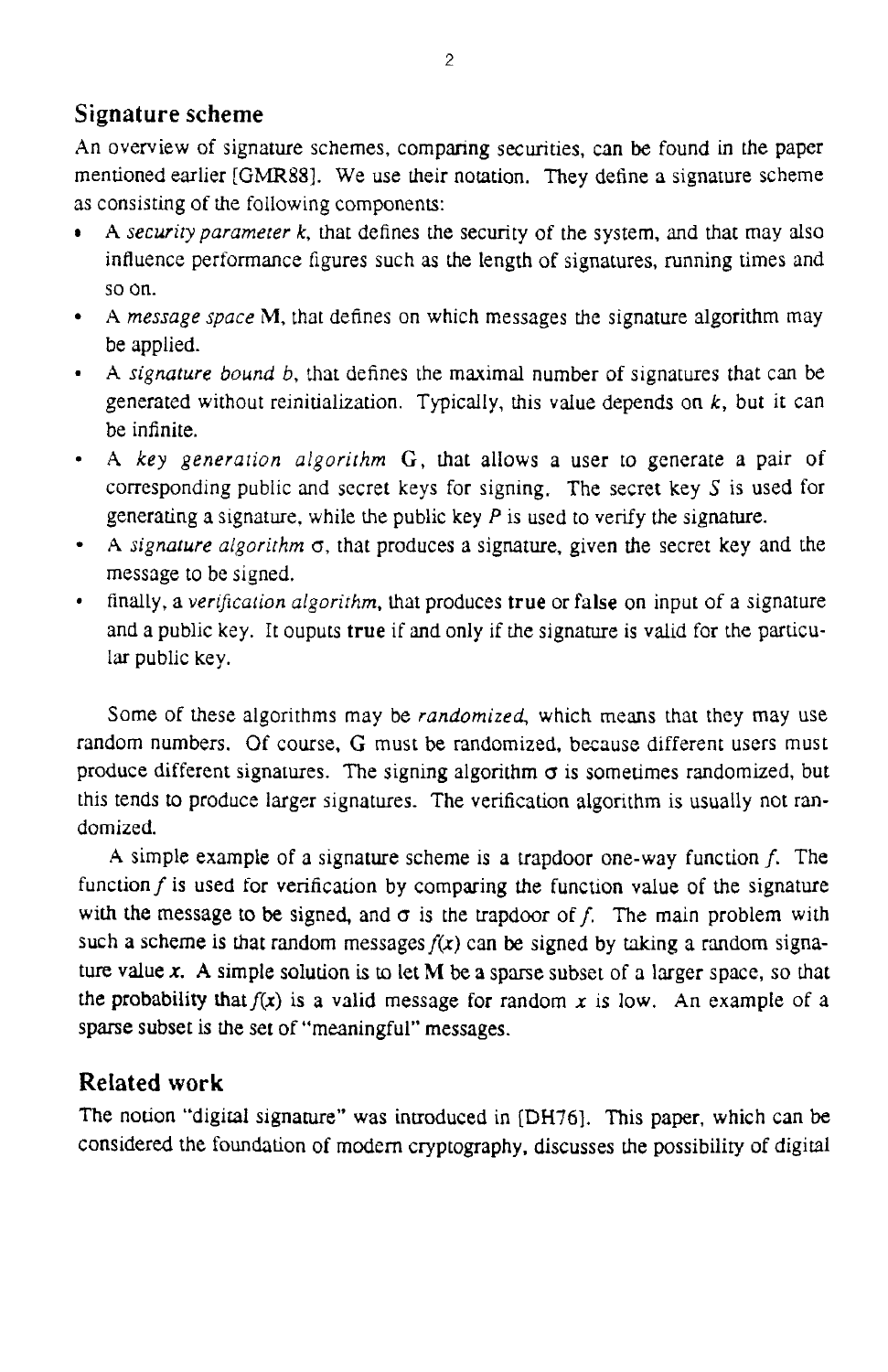## Signature scheme

An overview of signature schemes, comparing securities, can be found in the paper mentioned earlier [GMR88]. We use their notation. They define a signature scheme as consisting of the following components:

- A *security parameter* $k$, that defines the security of the system, and that may also influence performance figures such as the length of signatures, running times and so on.
- A *message space* **M**, that defines on which messages the signature algorithm may be applied.
- A *signature bound* $b$, that defines the maximal number of signatures that can be generated without reinitialization. Typically, this value depends on $k$, but it can be infinite.
- A *key generation algorithm* **G**, that allows a user to generate a pair of corresponding public and secret keys for signing. The secret key $S$ is used for generating a signature, while the public key $P$ is used to verify the signature.
- A *signature algorithm* $\sigma$, that produces a signature, given the secret key and the message to be signed.
- finally, a *verification algorithm*, that produces **true** or **false** on input of a signature and a public key. It ouputs **true** if and only if the signature is valid for the particular public key.

Some of these algorithms may be *randomized*, which means that they may use random numbers. Of course, G must be randomized, because different users must produce different signatures. The signing algorithm $\sigma$ is sometimes randomized, but this tends to produce larger signatures. The verification algorithm is usually not randomized.

A simple example of a signature scheme is a trapdoor one-way function $f$. The function $f$ is used for verification by comparing the function value of the signature with the message to be signed, and $\sigma$ is the trapdoor of $f$. The main problem with such a scheme is that random messages $f(x)$ can be signed by taking a random signature value $x$. A simple solution is to let **M** be a sparse subset of a larger space, so that the probability that $f(x)$ is a valid message for random $x$ is low. An example of a sparse subset is the set of "meaningful" messages.

## Related work

The notion "digital signature" was introduced in [DH76]. This paper, which can be considered the foundation of modern cryptography, discusses the possibility of digital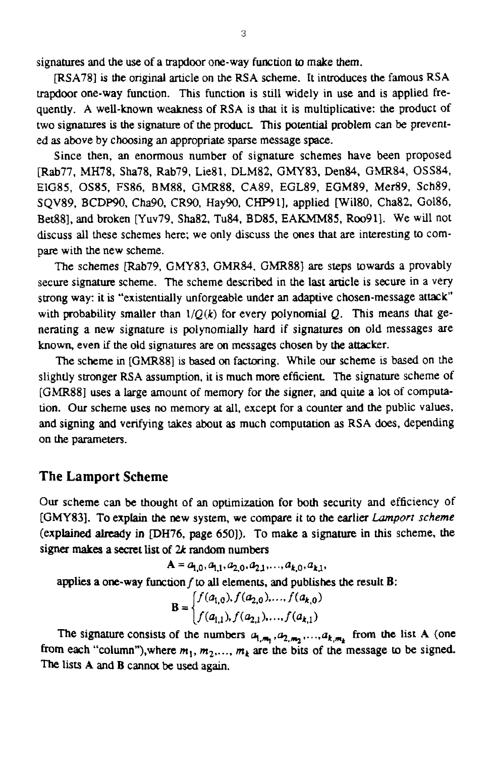signatures and the use of a trapdoor one-way function to make them.

[RSA78] is the original article on the RSA scheme. It introduces the famous RSA trapdoor one-way function. This function is still widely in use and is applied frequently. A well-known weakness of RSA is that it is multiplicative: the product of two signatures is the signature of the product. This potential problem can be prevented as above by choosing an appropriate sparse message space.

Since then, an enormous number of signature schemes have been proposed [Rab77, MH78, Sha78, Rab79, Lie81, DLM82, GMY83, Den84, GMR84, OSS84, ElG85, OS85, FS86, BM88, GMR88, CA89, EGL89, EGM89, Mer89, Sch89, SQV89, BCDP90, Cha90, CR90, Hay90, CHP91], applied [Wil80, Cha82, Gol86, Bet88], and broken [Yuv79, Sha82, Tu84, BD85, EAKMM85, Roo91]. We will not discuss all these schemes here; we only discuss the ones that are interesting to compare with the new scheme.

The schemes [Rab79, GMY83, GMR84, GMR88] are steps towards a provably secure signature scheme. The scheme described in the last article is secure in a very strong way: it is "existentially unforgeable under an adaptive chosen-message attack" with probability smaller than $1/Q(k)$ for every polynomial $Q$. This means that generating a new signature is polynomially hard if signatures on old messages are known, even if the old signatures are on messages chosen by the attacker.

The scheme in [GMR88] is based on factoring. While our scheme is based on the slightly stronger RSA assumption, it is much more efficient. The signature scheme of [GMR88] uses a large amount of memory for the signer, and quite a lot of computation. Our scheme uses no memory at all, except for a counter and the public values, and signing and verifying takes about as much computation as RSA does, depending on the parameters.

## The Lamport Scheme

Our scheme can be thought of an optimization for both security and efficiency of [GMY83]. To explain the new system, we compare it to the earlier *Lamport scheme* (explained already in [DH76, page 650]). To make a signature in this scheme, the signer makes a secret list of $2k$ random numbers

$$\mathbf{A} = a_{1,0}, a_{1,1}, a_{2,0}, a_{2,1}, \ldots, a_{k,0}, a_{k,1},$$

applies a one-way function $f$ to all elements, and publishes the result $\mathbf{B}$:

$$\mathbf{B} = \begin{cases} f(a_{1,0}), f(a_{2,0}), \ldots, f(a_{k,0}) \\ f(a_{1,1}), f(a_{2,1}), \ldots, f(a_{k,1}) \end{cases}$$

The signature consists of the numbers $a_{1,m_1}, a_{2,m_2}, \ldots, a_{k,m_k}$ from the list $\mathbf{A}$ (one from each "column"), where $m_1, m_2, \ldots, m_k$ are the bits of the message to be signed. The lists $\mathbf{A}$ and $\mathbf{B}$ cannot be used again.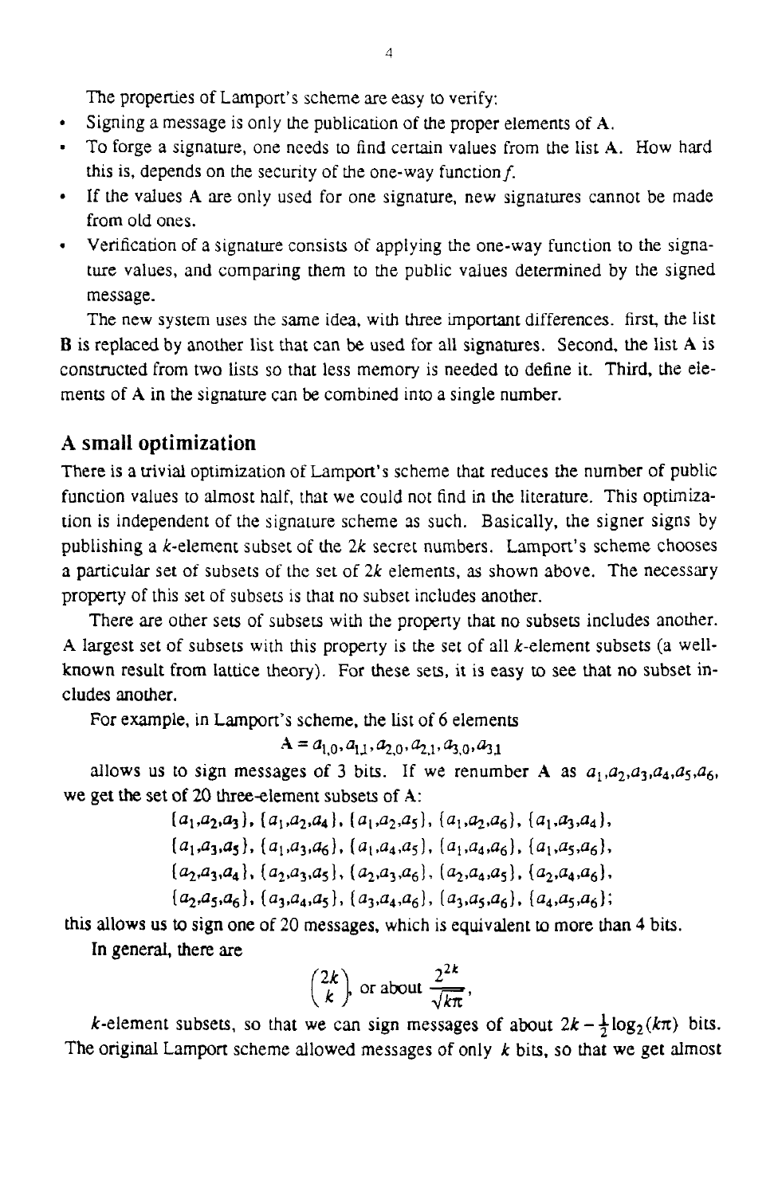The properties of Lamport's scheme are easy to verify:

- Signing a message is only the publication of the proper elements of **A**.
- To forge a signature, one needs to find certain values from the list **A**. How hard this is, depends on the security of the one-way function *f*.
- If the values **A** are only used for one signature, new signatures cannot be made from old ones.
- Verification of a signature consists of applying the one-way function to the signature values, and comparing them to the public values determined by the signed message.

The new system uses the same idea, with three important differences. first, the list **B** is replaced by another list that can be used for all signatures. Second, the list **A** is constructed from two lists so that less memory is needed to define it. Third, the elements of **A** in the signature can be combined into a single number.

## A small optimization

There is a trivial optimization of Lamport's scheme that reduces the number of public function values to almost half, that we could not find in the literature. This optimization is independent of the signature scheme as such. Basically, the signer signs by publishing a $k$-element subset of the $2k$ secret numbers. Lamport's scheme chooses a particular set of subsets of the set of $2k$ elements, as shown above. The necessary property of this set of subsets is that no subset includes another.

There are other sets of subsets with the property that no subsets includes another. A largest set of subsets with this property is the set of all $k$-element subsets (a well-known result from lattice theory). For these sets, it is easy to see that no subset includes another.

For example, in Lamport's scheme, the list of 6 elements

$$\mathbf{A} = a_{1,0}, a_{1,1}, a_{2,0}, a_{2,1}, a_{3,0}, a_{3,1}$$

allows us to sign messages of 3 bits. If we renumber **A** as $a_1, a_2, a_3, a_4, a_5, a_6$, we get the set of 20 three-element subsets of **A**:

$$\{a_1,a_2,a_3\},\ \{a_1,a_2,a_4\},\ \{a_1,a_2,a_5\},\ \{a_1,a_2,a_6\},\ \{a_1,a_3,a_4\},$$
$$\{a_1,a_3,a_5\},\ \{a_1,a_3,a_6\},\ \{a_1,a_4,a_5\},\ \{a_1,a_4,a_6\},\ \{a_1,a_5,a_6\},$$
$$\{a_2,a_3,a_4\},\ \{a_2,a_3,a_5\},\ \{a_2,a_3,a_6\},\ \{a_2,a_4,a_5\},\ \{a_2,a_4,a_6\},$$
$$\{a_2,a_5,a_6\},\ \{a_3,a_4,a_5\},\ \{a_3,a_4,a_6\},\ \{a_3,a_5,a_6\},\ \{a_4,a_5,a_6\};$$

this allows us to sign one of 20 messages, which is equivalent to more than 4 bits.

In general, there are

$$\binom{2k}{k}, \text{ or about } \frac{2^{2k}}{\sqrt{k\pi}},$$

$k$-element subsets, so that we can sign messages of about $2k - \frac{1}{2}\log_2(k\pi)$ bits. The original Lamport scheme allowed messages of only $k$ bits, so that we get almost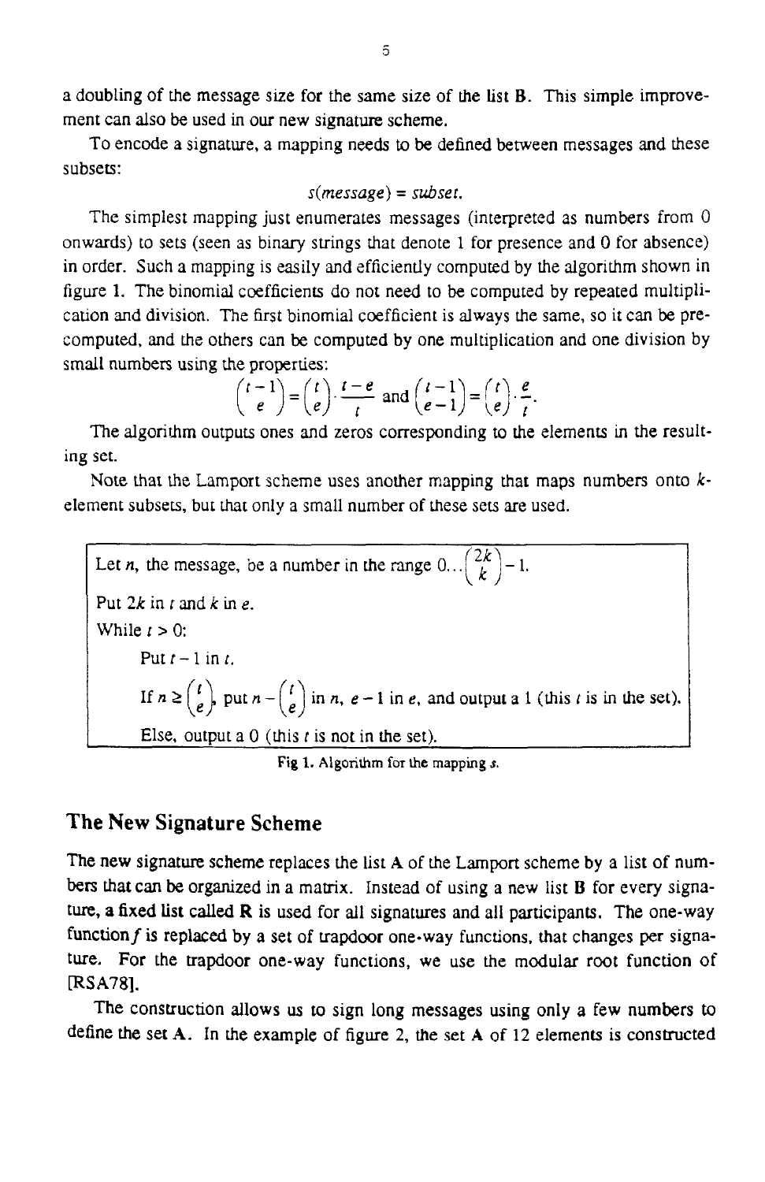a doubling of the message size for the same size of the list **B**. This simple improvement can also be used in our new signature scheme.

To encode a signature, a mapping needs to be defined between messages and these subsets:

$$s(message) = subset.$$

The simplest mapping just enumerates messages (interpreted as numbers from 0 onwards) to sets (seen as binary strings that denote 1 for presence and 0 for absence) in order. Such a mapping is easily and efficiently computed by the algorithm shown in figure 1. The binomial coefficients do not need to be computed by repeated multiplication and division. The first binomial coefficient is always the same, so it can be precomputed, and the others can be computed by one multiplication and one division by small numbers using the properties:

$$\binom{t-1}{e} = \binom{t}{e} \cdot \frac{t-e}{t} \text{ and } \binom{t-1}{e-1} = \binom{t}{e} \cdot \frac{e}{t}.$$

The algorithm outputs ones and zeros corresponding to the elements in the resulting set.

Note that the Lamport scheme uses another mapping that maps numbers onto $k$-element subsets, but that only a small number of these sets are used.

Let $n$, the message, be a number in the range $0 \ldots \binom{2k}{k} - 1$.

Put $2k$ in $t$ and $k$ in $e$.

While $t > 0$:

- Put $t - 1$ in $t$.
- If $n \geq \binom{t}{e}$, put $n - \binom{t}{e}$ in $n$, $e - 1$ in $e$, and output a 1 (this $t$ is in the set).
- Else, output a 0 (this $t$ is not in the set).

Fig 1. Algorithm for the mapping $s$.

## The New Signature Scheme

The new signature scheme replaces the list **A** of the Lamport scheme by a list of numbers that can be organized in a matrix. Instead of using a new list **B** for every signature, a fixed list called **R** is used for all signatures and all participants. The one-way function $f$ is replaced by a set of trapdoor one-way functions, that changes per signature. For the trapdoor one-way functions, we use the modular root function of [RSA78].

The construction allows us to sign long messages using only a few numbers to define the set **A**. In the example of figure 2, the set **A** of 12 elements is constructed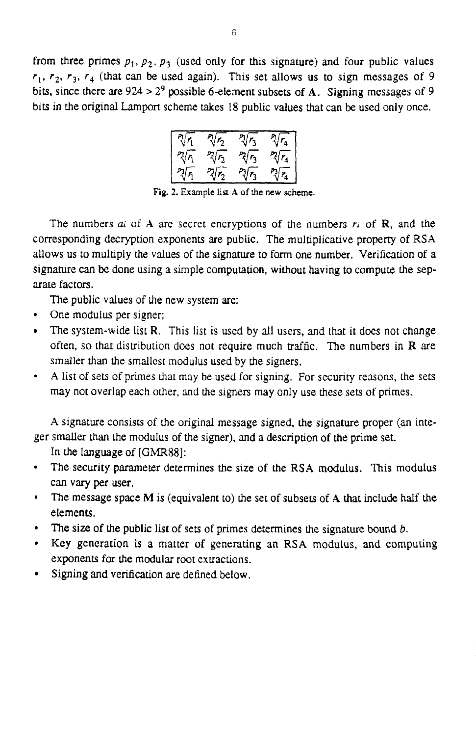from three primes $p_1, p_2, p_3$ (used only for this signature) and four public values $r_1, r_2, r_3, r_4$ (that can be used again). This set allows us to sign messages of 9 bits, since there are $924 > 2^9$ possible 6-element subsets of A. Signing messages of 9 bits in the original Lamport scheme takes 18 public values that can be used only once.

| | | | |
|---|---|---|---|
| $\sqrt[p_1]{r_1}$ | $\sqrt[p_1]{r_2}$ | $\sqrt[p_1]{r_3}$ | $\sqrt[p_1]{r_4}$ |
| $\sqrt[p_2]{r_1}$ | $\sqrt[p_2]{r_2}$ | $\sqrt[p_2]{r_3}$ | $\sqrt[p_2]{r_4}$ |
| $\sqrt[p_3]{r_1}$ | $\sqrt[p_3]{r_2}$ | $\sqrt[p_3]{r_3}$ | $\sqrt[p_3]{r_4}$ |

Fig. 2. Example list A of the new scheme.

The numbers $a_i$ of A are secret encryptions of the numbers $r_i$ of **R**, and the corresponding decryption exponents are public. The multiplicative property of RSA allows us to multiply the values of the signature to form one number. Verification of a signature can be done using a simple computation, without having to compute the separate factors.

The public values of the new system are:

- One modulus per signer;
- The system-wide list **R**. This list is used by all users, and that it does not change often, so that distribution does not require much traffic. The numbers in **R** are smaller than the smallest modulus used by the signers.
- A list of sets of primes that may be used for signing. For security reasons, the sets may not overlap each other, and the signers may only use these sets of primes.

A signature consists of the original message signed, the signature proper (an integer smaller than the modulus of the signer), and a description of the prime set.

In the language of [GMR88]:

- The security parameter determines the size of the RSA modulus. This modulus can vary per user.
- The message space **M** is (equivalent to) the set of subsets of A that include half the elements.
- The size of the public list of sets of primes determines the signature bound $b$.
- Key generation is a matter of generating an RSA modulus, and computing exponents for the modular root extractions.
- Signing and verification are defined below.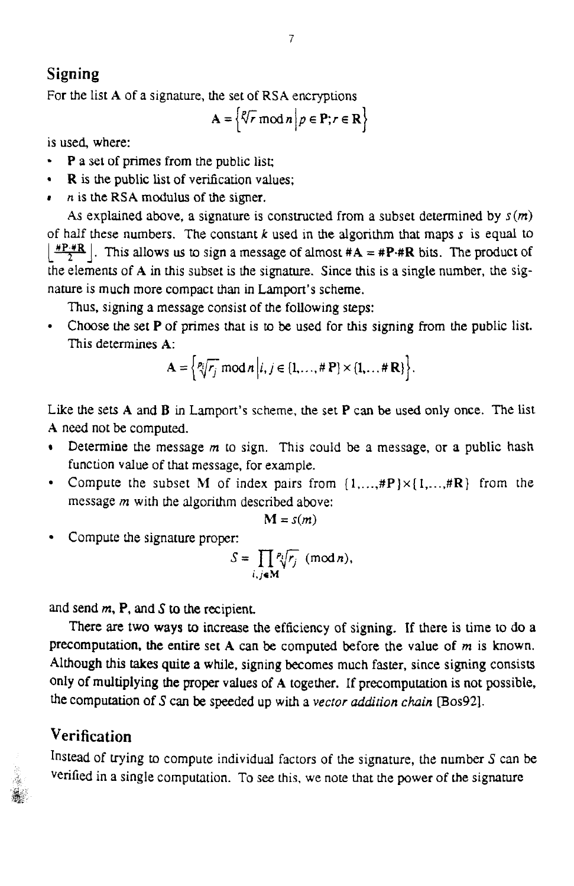## Signing

For the list **A** of a signature, the set of RSA encryptions

$$\mathbf{A} = \left\{ \sqrt[p]{r} \bmod n \,\middle|\, p \in \mathbf{P}; r \in \mathbf{R} \right\}$$

is used, where:

- **P** a set of primes from the public list;
- **R** is the public list of verification values;
- $n$ is the RSA modulus of the signer.

As explained above, a signature is constructed from a subset determined by $s(m)$ of half these numbers. The constant $k$ used in the algorithm that maps $s$ is equal to $\left\lfloor \frac{\#\mathbf{P} \cdot \#\mathbf{R}}{2} \right\rfloor$. This allows us to sign a message of almost $\#\mathbf{A} = \#\mathbf{P} \cdot \#\mathbf{R}$ bits. The product of the elements of **A** in this subset is the signature. Since this is a single number, the signature is much more compact than in Lamport's scheme.

Thus, signing a message consist of the following steps:

- Choose the set **P** of primes that is to be used for this signing from the public list. This determines **A**:

$$\mathbf{A} = \left\{ \sqrt[p_i]{r_j} \bmod n \,\middle|\, i, j \in \{1, \ldots, \#\mathbf{P}\} \times \{1, \ldots \#\mathbf{R}\} \right\}.$$

Like the sets **A** and **B** in Lamport's scheme, the set **P** can be used only once. The list **A** need not be computed.

- Determine the message $m$ to sign. This could be a message, or a public hash function value of that message, for example.
- Compute the subset **M** of index pairs from $\{1, \ldots, \#\mathbf{P}\} \times \{1, \ldots, \#\mathbf{R}\}$ from the message $m$ with the algorithm described above:

$$\mathbf{M} = s(m)$$

- Compute the signature proper:

$$S = \prod_{i,j \in \mathbf{M}} \sqrt[p_i]{r_j} \pmod{n},$$

and send $m$, **P**, and $S$ to the recipient.

There are two ways to increase the efficiency of signing. If there is time to do a precomputation, the entire set **A** can be computed before the value of $m$ is known. Although this takes quite a while, signing becomes much faster, since signing consists only of multiplying the proper values of **A** together. If precomputation is not possible, the computation of $S$ can be speeded up with a *vector addition chain* [Bos92].

## Verification

Instead of trying to compute individual factors of the signature, the number $S$ can be verified in a single computation. To see this, we note that the power of the signature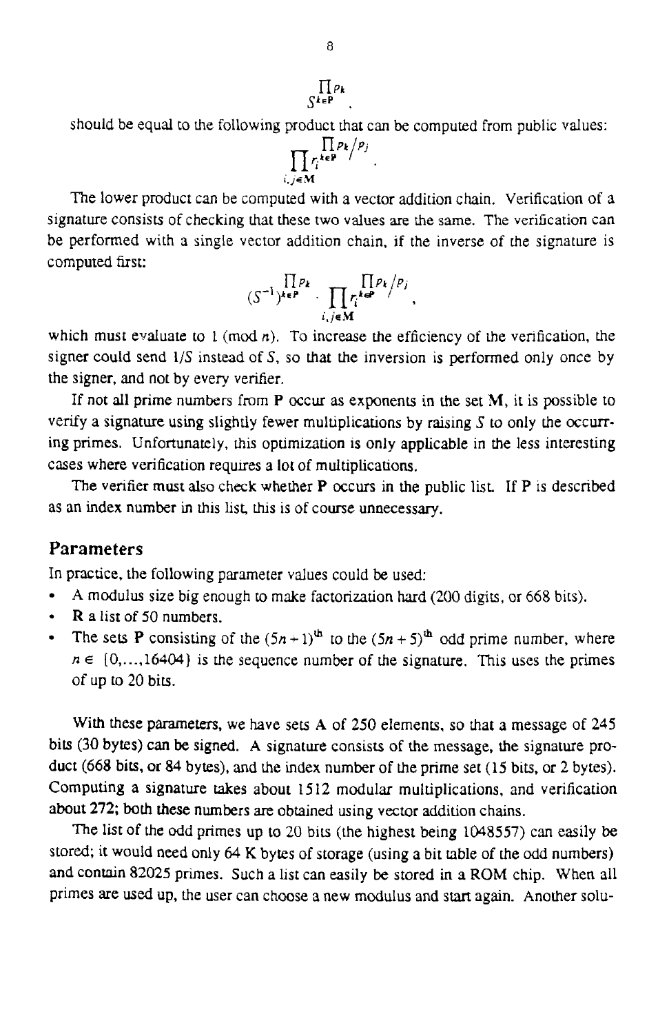$$S^{\prod_{k \in \mathbf{P}} p_k}$$

should be equal to the following product that can be computed from public values:

$$\prod_{i,j \in \mathbf{M}} r_i^{\prod_{k \in \mathbf{P}} p_k / p_j}.$$

The lower product can be computed with a vector addition chain. Verification of a signature consists of checking that these two values are the same. The verification can be performed with a single vector addition chain, if the inverse of the signature is computed first:

$$(S^{-1})^{\prod_{k \in P} p_k} \cdot \prod_{i,j \in \mathbf{M}} r_i^{\prod_{k \in P} p_k / p_j},$$

which must evaluate to 1 (mod $n$). To increase the efficiency of the verification, the signer could send $1/S$ instead of $S$, so that the inversion is performed only once by the signer, and not by every verifier.

If not all prime numbers from **P** occur as exponents in the set **M**, it is possible to verify a signature using slightly fewer multiplications by raising $S$ to only the occurring primes. Unfortunately, this optimization is only applicable in the less interesting cases where verification requires a lot of multiplications.

The verifier must also check whether **P** occurs in the public list. If **P** is described as an index number in this list, this is of course unnecessary.

## Parameters

In practice, the following parameter values could be used:

- A modulus size big enough to make factorization hard (200 digits, or 668 bits).
- **R** a list of 50 numbers.
- The sets **P** consisting of the $(5n+1)^{\text{th}}$ to the $(5n+5)^{\text{th}}$ odd prime number, where $n \in \{0,\ldots,16404\}$ is the sequence number of the signature. This uses the primes of up to 20 bits.

With these parameters, we have sets **A** of 250 elements, so that a message of 245 bits (30 bytes) can be signed. A signature consists of the message, the signature product (668 bits, or 84 bytes), and the index number of the prime set (15 bits, or 2 bytes). Computing a signature takes about 1512 modular multiplications, and verification about 272; both these numbers are obtained using vector addition chains.

The list of the odd primes up to 20 bits (the highest being 1048557) can easily be stored; it would need only 64 K bytes of storage (using a bit table of the odd numbers) and contain 82025 primes. Such a list can easily be stored in a ROM chip. When all primes are used up, the user can choose a new modulus and start again. Another solu-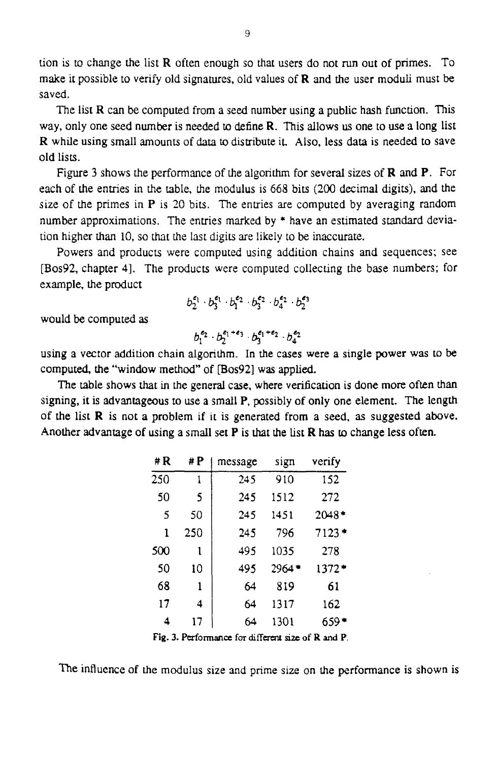tion is to change the list **R** often enough so that users do not run out of primes. To make it possible to verify old signatures, old values of **R** and the user moduli must be saved.

The list **R** can be computed from a seed number using a public hash function. This way, only one seed number is needed to define **R**. This allows us one to use a long list **R** while using small amounts of data to distribute it. Also, less data is needed to save old lists.

Figure 3 shows the performance of the algorithm for several sizes of **R** and **P**. For each of the entries in the table, the modulus is 668 bits (200 decimal digits), and the size of the primes in **P** is 20 bits. The entries are computed by averaging random number approximations. The entries marked by * have an estimated standard deviation higher than 10, so that the last digits are likely to be inaccurate.

Powers and products were computed using addition chains and sequences; see [Bos92, chapter 4]. The products were computed collecting the base numbers; for example, the product

$$b_2^{e_1} \cdot b_3^{e_1} \cdot b_1^{e_2} \cdot b_3^{e_2} \cdot b_4^{e_2} \cdot b_2^{e_3}$$

would be computed as

$$b_1^{e_2} \cdot b_2^{e_1+e_3} \cdot b_3^{e_1+e_2} \cdot b_4^{e_2}$$

using a vector addition chain algorithm. In the cases were a single power was to be computed, the "window method" of [Bos92] was applied.

The table shows that in the general case, where verification is done more often than signing, it is advantageous to use a small **P**, possibly of only one element. The length of the list **R** is not a problem if it is generated from a seed, as suggested above. Another advantage of using a small set **P** is that the list **R** has to change less often.

| # R | # P | message | sign | verify |
|---|---|---|---|---|
| 250 | 1 | 245 | 910 | 152 |
| 50 | 5 | 245 | 1512 | 272 |
| 5 | 50 | 245 | 1451 | 2048* |
| 1 | 250 | 245 | 796 | 7123* |
| 500 | 1 | 495 | 1035 | 278 |
| 50 | 10 | 495 | 2964* | 1372* |
| 68 | 1 | 64 | 819 | 61 |
| 17 | 4 | 64 | 1317 | 162 |
| 4 | 17 | 64 | 1301 | 659* |

**Fig. 3.** Performance for different size of **R** and **P**.

The influence of the modulus size and prime size on the performance is shown is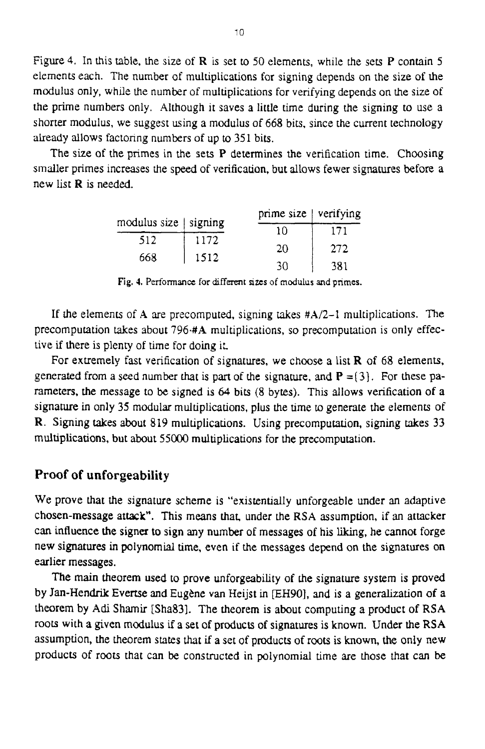Figure 4. In this table, the size of **R** is set to 50 elements, while the sets **P** contain 5 elements each. The number of multiplications for signing depends on the size of the modulus only, while the number of multiplications for verifying depends on the size of the prime numbers only. Although it saves a little time during the signing to use a shorter modulus, we suggest using a modulus of 668 bits, since the current technology already allows factoring numbers of up to 351 bits.

The size of the primes in the sets **P** determines the verification time. Choosing smaller primes increases the speed of verification, but allows fewer signatures before a new list **R** is needed.

| modulus size | signing |
|---|---|
| 512 | 1172 |
| 668 | 1512 |

| prime size | verifying |
|---|---|
| 10 | 171 |
| 20 | 272 |
| 30 | 381 |

Fig. 4. Performance for different sizes of modulus and primes.

If the elements of A are precomputed, signing takes $\#A/2-1$ multiplications. The precomputation takes about $796 \cdot \#A$ multiplications, so precomputation is only effective if there is plenty of time for doing it.

For extremely fast verification of signatures, we choose a list **R** of 68 elements, generated from a seed number that is part of the signature, and $\mathbf{P} = \{3\}$. For these parameters, the message to be signed is 64 bits (8 bytes). This allows verification of a signature in only 35 modular multiplications, plus the time to generate the elements of **R**. Signing takes about 819 multiplications. Using precomputation, signing takes 33 multiplications, but about 55000 multiplications for the precomputation.

## Proof of unforgeability

We prove that the signature scheme is "existentially unforgeable under an adaptive chosen-message attack". This means that, under the RSA assumption, if an attacker can influence the signer to sign any number of messages of his liking, he cannot forge new signatures in polynomial time, even if the messages depend on the signatures on earlier messages.

The main theorem used to prove unforgeability of the signature system is proved by Jan-Hendrik Evertse and Eugène van Heijst in [EH90], and is a generalization of a theorem by Adi Shamir [Sha83]. The theorem is about computing a product of RSA roots with a given modulus if a set of products of signatures is known. Under the RSA assumption, the theorem states that if a set of products of roots is known, the only new products of roots that can be constructed in polynomial time are those that can be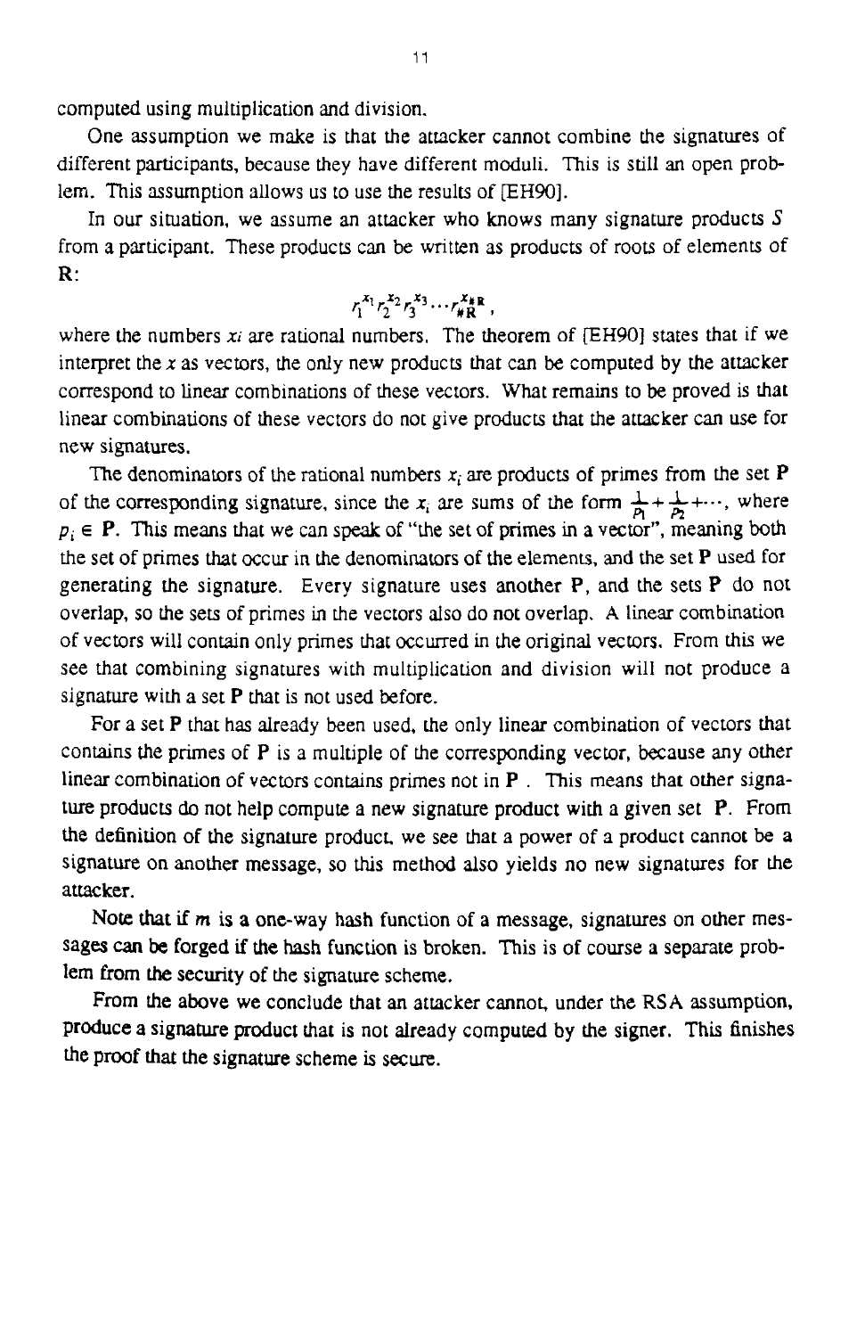computed using multiplication and division.

One assumption we make is that the attacker cannot combine the signatures of different participants, because they have different moduli. This is still an open problem. This assumption allows us to use the results of [EH90].

In our situation, we assume an attacker who knows many signature products $S$ from a participant. These products can be written as products of roots of elements of **R**:

$$r_1^{x_1} r_2^{x_2} r_3^{x_3} \cdots r_{\#\mathbf{R}}^{x_{\#\mathbf{R}}},$$

where the numbers $x_i$ are rational numbers. The theorem of [EH90] states that if we interpret the $x$ as vectors, the only new products that can be computed by the attacker correspond to linear combinations of these vectors. What remains to be proved is that linear combinations of these vectors do not give products that the attacker can use for new signatures.

The denominators of the rational numbers $x_i$ are products of primes from the set **P** of the corresponding signature, since the $x_i$ are sums of the form $\frac{1}{p_1} + \frac{1}{p_2} + \cdots$, where $p_i \in \mathbf{P}$. This means that we can speak of "the set of primes in a vector", meaning both the set of primes that occur in the denominators of the elements, and the set **P** used for generating the signature. Every signature uses another **P**, and the sets **P** do not overlap, so the sets of primes in the vectors also do not overlap. A linear combination of vectors will contain only primes that occurred in the original vectors. From this we see that combining signatures with multiplication and division will not produce a signature with a set **P** that is not used before.

For a set **P** that has already been used, the only linear combination of vectors that contains the primes of **P** is a multiple of the corresponding vector, because any other linear combination of vectors contains primes not in **P** . This means that other signature products do not help compute a new signature product with a given set **P**. From the definition of the signature product, we see that a power of a product cannot be a signature on another message, so this method also yields no new signatures for the attacker.

Note that if $m$ is a one-way hash function of a message, signatures on other messages can be forged if the hash function is broken. This is of course a separate problem from the security of the signature scheme.

From the above we conclude that an attacker cannot, under the RSA assumption, produce a signature product that is not already computed by the signer. This finishes the proof that the signature scheme is secure.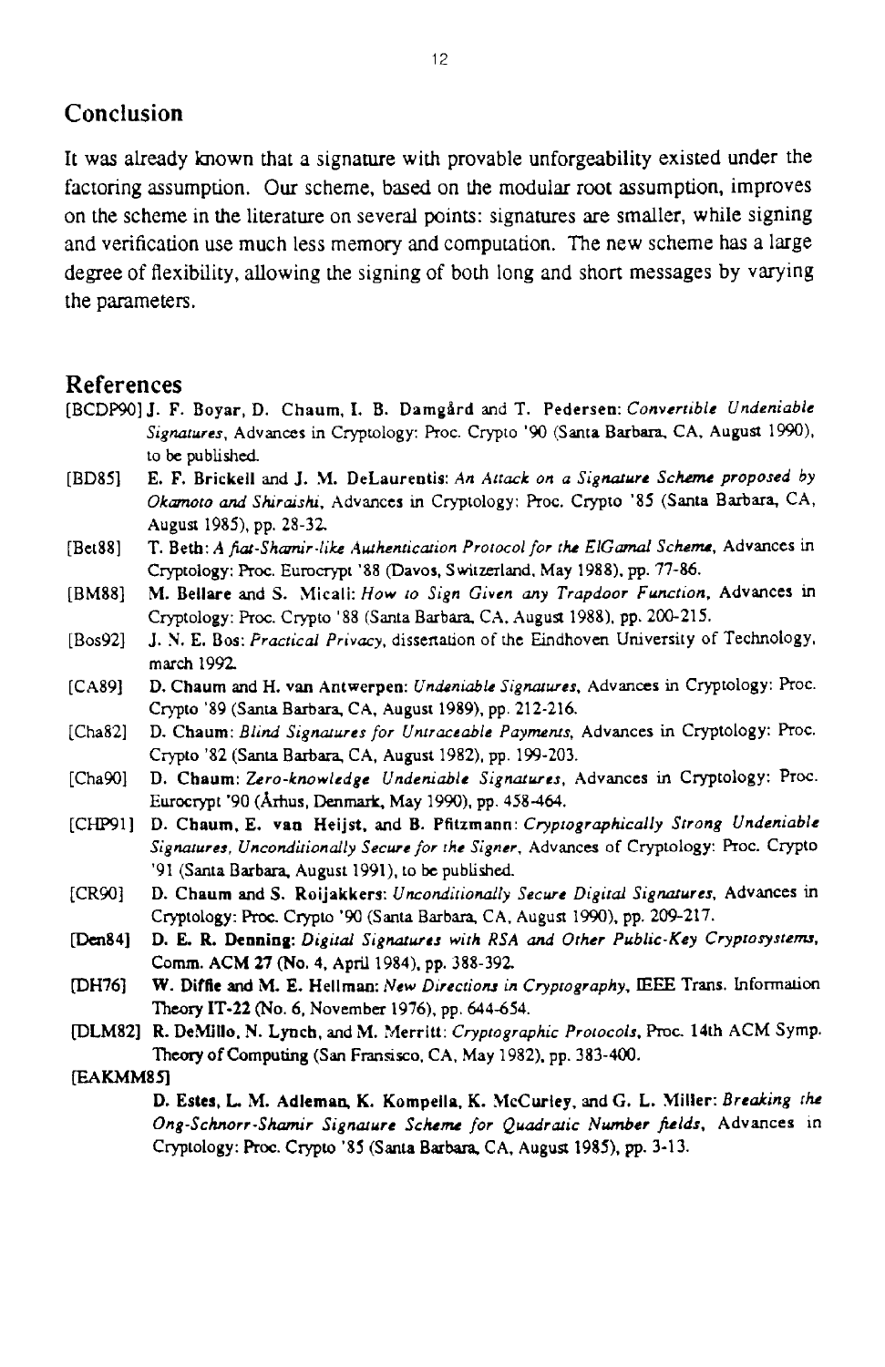## Conclusion

It was already known that a signature with provable unforgeability existed under the factoring assumption. Our scheme, based on the modular root assumption, improves on the scheme in the literature on several points: signatures are smaller, while signing and verification use much less memory and computation. The new scheme has a large degree of flexibility, allowing the signing of both long and short messages by varying the parameters.

## References

[BCDP90] **J. F. Boyar, D. Chaum, I. B. Damgård and T. Pedersen:** *Convertible Undeniable Signatures*, Advances in Cryptology: Proc. Crypto '90 (Santa Barbara, CA, August 1990), to be published.

[BD85] **E. F. Brickell and J. M. DeLaurentis:** *An Attack on a Signature Scheme proposed by Okamoto and Shiraishi*, Advances in Cryptology: Proc. Crypto '85 (Santa Barbara, CA, August 1985), pp. 28-32.

[Bet88] **T. Beth:** *A fiat-Shamir-like Authentication Protocol for the ElGamal Scheme*, Advances in Cryptology: Proc. Eurocrypt '88 (Davos, Switzerland, May 1988), pp. 77-86.

[BM88] **M. Bellare and S. Micali:** *How to Sign Given any Trapdoor Function*, Advances in Cryptology: Proc. Crypto '88 (Santa Barbara, CA, August 1988), pp. 200-215.

[Bos92] J. N. E. Bos: *Practical Privacy*, dissertation of the Eindhoven University of Technology, march 1992.

[CA89] **D. Chaum and H. van Antwerpen:** *Undeniable Signatures*, Advances in Cryptology: Proc. Crypto '89 (Santa Barbara, CA, August 1989), pp. 212-216.

[Cha82] **D. Chaum:** *Blind Signatures for Untraceable Payments*, Advances in Cryptology: Proc. Crypto '82 (Santa Barbara, CA, August 1982), pp. 199-203.

[Cha90] **D. Chaum:** *Zero-knowledge Undeniable Signatures*, Advances in Cryptology: Proc. Eurocrypt '90 (Århus, Denmark, May 1990), pp. 458-464.

[CHP91] **D. Chaum, E. van Heijst, and B. Pfitzmann:** *Cryptographically Strong Undeniable Signatures, Unconditionally Secure for the Signer*, Advances of Cryptology: Proc. Crypto '91 (Santa Barbara, August 1991), to be published.

[CR90] **D. Chaum and S. Roijakkers:** *Unconditionally Secure Digital Signatures*, Advances in Cryptology: Proc. Crypto '90 (Santa Barbara, CA, August 1990), pp. 209-217.

[Den84] **D. E. R. Denning:** *Digital Signatures with RSA and Other Public-Key Cryptosystems*, Comm. ACM **27** (No. 4, April 1984), pp. 388-392.

[DH76] **W. Diffie and M. E. Hellman:** *New Directions in Cryptography*, IEEE Trans. Information Theory **IT-22** (No. 6, November 1976), pp. 644-654.

[DLM82] **R. DeMillo, N. Lynch, and M. Merritt:** *Cryptographic Protocols*, Proc. 14th ACM Symp. Theory of Computing (San Fransisco, CA, May 1982), pp. 383-400.

[EAKMM85] **D. Estes, L. M. Adleman, K. Kompella, K. McCurley, and G. L. Miller:** *Breaking the Ong-Schnorr-Shamir Signature Scheme for Quadratic Number fields*, Advances in Cryptology: Proc. Crypto '85 (Santa Barbara, CA, August 1985), pp. 3-13.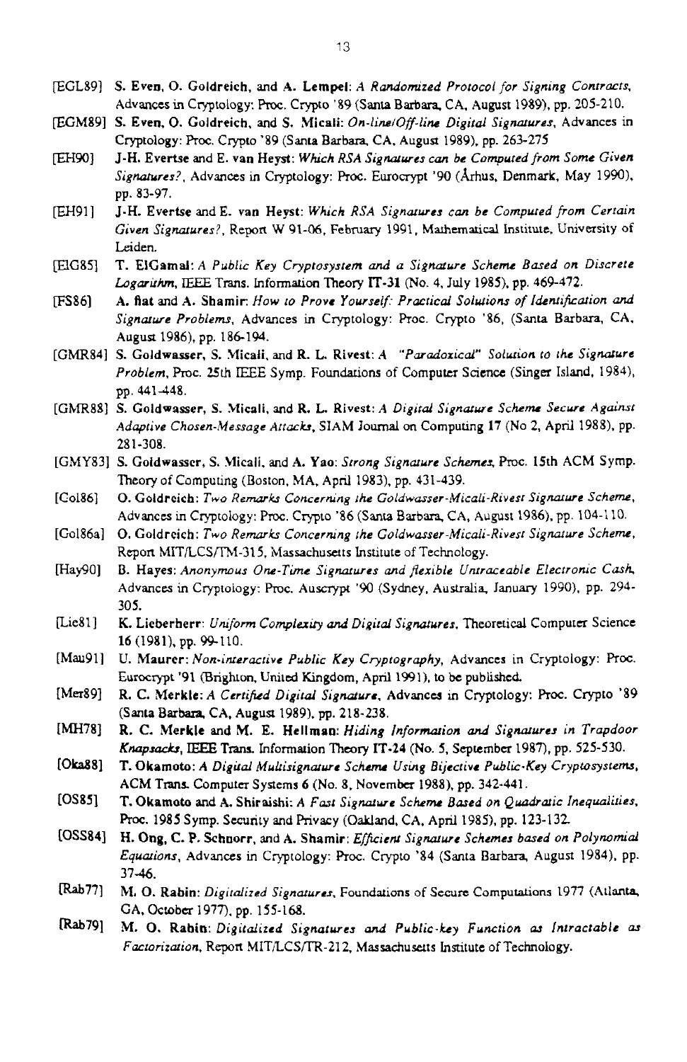[EGL89] **S. Even, O. Goldreich, and A. Lempel**: *A Randomized Protocol for Signing Contracts*, Advances in Cryptology: Proc. Crypto '89 (Santa Barbara, CA, August 1989), pp. 205-210.

[EGM89] **S. Even, O. Goldreich, and S. Micali**: *On-line/Off-line Digital Signatures*, Advances in Cryptology: Proc. Crypto '89 (Santa Barbara, CA, August 1989), pp. 263-275

[EH90] **J-H. Evertse and E. van Heyst**: *Which RSA Signatures can be Computed from Some Given Signatures?*, Advances in Cryptology: Proc. Eurocrypt '90 (Århus, Denmark, May 1990), pp. 83-97.

[EH91] **J-H. Evertse and E. van Heyst**: *Which RSA Signatures can be Computed from Certain Given Signatures?*, Report W 91-06, February 1991, Mathematical Institute, University of Leiden.

[ElG85] **T. ElGamal**: *A Public Key Cryptosystem and a Signature Scheme Based on Discrete Logarithm*, IEEE Trans. Information Theory **IT-31** (No. 4, July 1985), pp. 469-472.

[FS86] **A. fiat and A. Shamir**: *How to Prove Yourself: Practical Solutions of Identification and Signature Problems*, Advances in Cryptology: Proc. Crypto '86, (Santa Barbara, CA, August 1986), pp. 186-194.

[GMR84] **S. Goldwasser, S. Micali, and R. L. Rivest**: *A "Paradoxical" Solution to the Signature Problem*, Proc. 25th IEEE Symp. Foundations of Computer Science (Singer Island, 1984), pp. 441-448.

[GMR88] **S. Goldwasser, S. Micali, and R. L. Rivest**: *A Digital Signature Scheme Secure Against Adaptive Chosen-Message Attacks*, SIAM Journal on Computing **17** (No 2, April 1988), pp. 281-308.

[GMY83] **S. Goldwasser, S. Micali, and A. Yao**: *Strong Signature Schemes*, Proc. 15th ACM Symp. Theory of Computing (Boston, MA, April 1983), pp. 431-439.

[Gol86] **O. Goldreich**: *Two Remarks Concerning the Goldwasser-Micali-Rivest Signature Scheme*, Advances in Cryptology: Proc. Crypto '86 (Santa Barbara, CA, August 1986), pp. 104-110.

[Gol86a] **O. Goldreich**: *Two Remarks Concerning the Goldwasser-Micali-Rivest Signature Scheme*, Report MIT/LCS/TM-315, Massachusetts Institute of Technology.

[Hay90] **B. Hayes**: *Anonymous One-Time Signatures and flexible Untraceable Electronic Cash*, Advances in Cryptology: Proc. Auscrypt '90 (Sydney, Australia, January 1990), pp. 294-305.

[Lie81] **K. Lieberherr**: *Uniform Complexity and Digital Signatures*, Theoretical Computer Science **16** (1981), pp. 99-110.

[Mau91] **U. Maurer**: *Non-interactive Public Key Cryptography*, Advances in Cryptology: Proc. Eurocrypt '91 (Brighton, United Kingdom, April 1991), to be published.

[Mer89] **R. C. Merkle**: *A Certified Digital Signature*, Advances in Cryptology: Proc. Crypto '89 (Santa Barbara, CA, August 1989), pp. 218-238.

[MH78] **R. C. Merkle and M. E. Hellman**: *Hiding Information and Signatures in Trapdoor Knapsacks*, IEEE Trans. Information Theory **IT-24** (No. 5, September 1987), pp. 525-530.

[Oka88] **T. Okamoto**: *A Digital Multisignature Scheme Using Bijective Public-Key Cryptosystems*, ACM Trans. Computer Systems **6** (No. 8, November 1988), pp. 342-441.

[OS85] **T. Okamoto and A. Shiraishi**: *A Fast Signature Scheme Based on Quadratic Inequalities*, Proc. 1985 Symp. Security and Privacy (Oakland, CA, April 1985), pp. 123-132.

[OSS84] **H. Ong, C. P. Schnorr, and A. Shamir**: *Efficient Signature Schemes based on Polynomial Equations*, Advances in Cryptology: Proc. Crypto '84 (Santa Barbara, August 1984), pp. 37-46.

[Rab77] **M. O. Rabin**: *Digitalized Signatures*, Foundations of Secure Computations 1977 (Atlanta, GA, October 1977), pp. 155-168.

[Rab79] **M. O. Rabin**: *Digitalized Signatures and Public-key Function as Intractable as Factorization*, Report MIT/LCS/TR-212, Massachusetts Institute of Technology.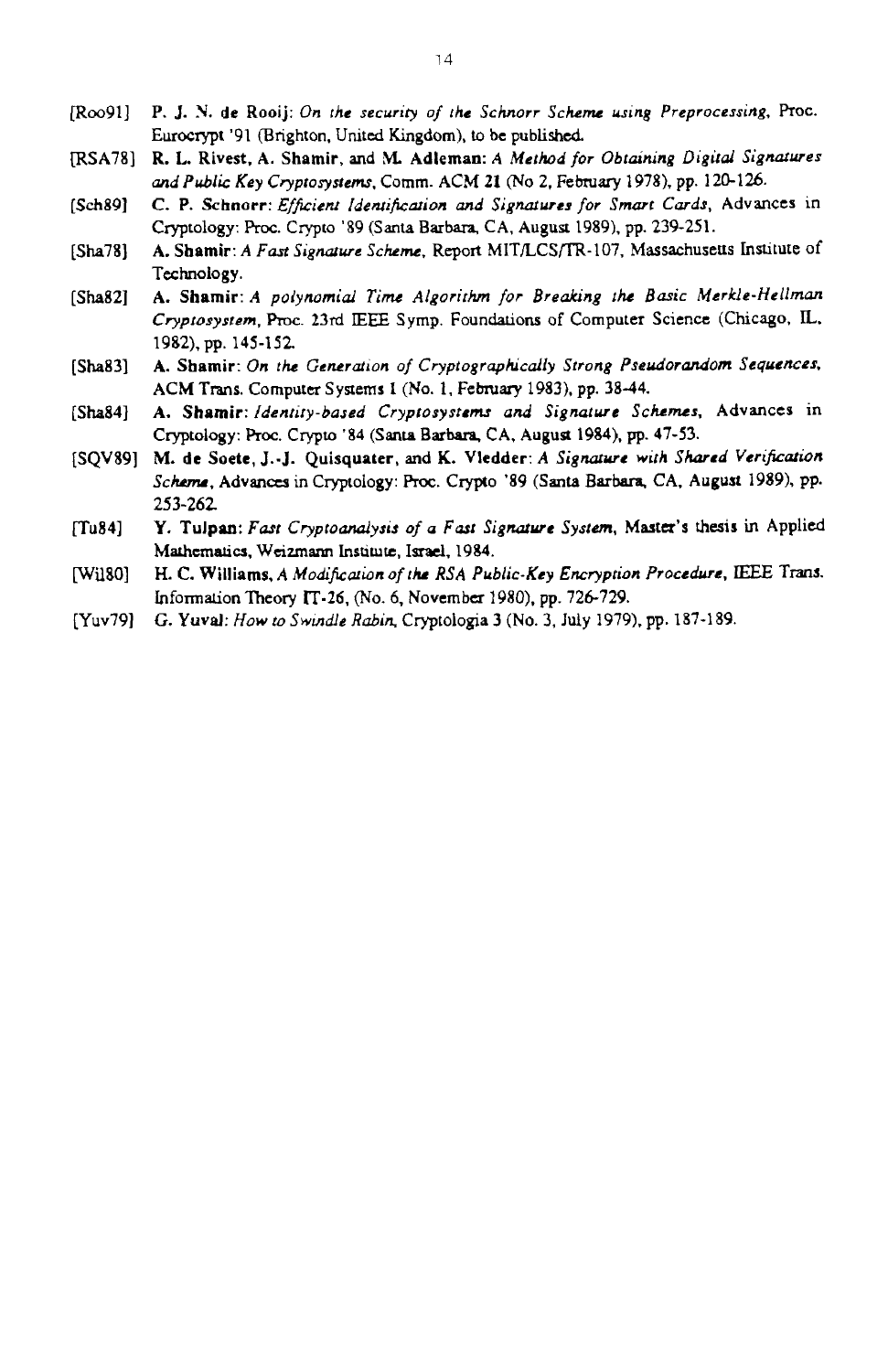[Roo91] **P. J. N. de Rooij**: *On the security of the Schnorr Scheme using Preprocessing*, Proc. Eurocrypt '91 (Brighton, United Kingdom), to be published.

[RSA78] **R. L. Rivest, A. Shamir, and M. Adleman**: *A Method for Obtaining Digital Signatures and Public Key Cryptosystems*, Comm. ACM 21 (No 2, February 1978), pp. 120-126.

[Sch89] **C. P. Schnorr**: *Efficient Identification and Signatures for Smart Cards*, Advances in Cryptology: Proc. Crypto '89 (Santa Barbara, CA, August 1989), pp. 239-251.

[Sha78] **A. Shamir**: *A Fast Signature Scheme*, Report MIT/LCS/TR-107, Massachusetts Institute of Technology.

[Sha82] **A. Shamir**: *A polynomial Time Algorithm for Breaking the Basic Merkle-Hellman Cryptosystem*, Proc. 23rd IEEE Symp. Foundations of Computer Science (Chicago, IL. 1982), pp. 145-152.

[Sha83] **A. Shamir**: *On the Generation of Cryptographically Strong Pseudorandom Sequences*, ACM Trans. Computer Systems 1 (No. 1, February 1983), pp. 38-44.

[Sha84] **A. Shamir**: *Identity-based Cryptosystems and Signature Schemes*, Advances in Cryptology: Proc. Crypto '84 (Santa Barbara, CA, August 1984), pp. 47-53.

[SQV89] **M. de Soete, J.-J. Quisquater, and K. Vledder**: *A Signature with Shared Verification Scheme*, Advances in Cryptology: Proc. Crypto '89 (Santa Barbara, CA, August 1989), pp. 253-262.

[Tu84] **Y. Tulpan**: *Fast Cryptoanalysis of a Fast Signature System*, Master's thesis in Applied Mathematics, Weizmann Institute, Israel, 1984.

[Wil80] **H. C. Williams**, *A Modification of the RSA Public-Key Encryption Procedure*, IEEE Trans. Information Theory IT-26, (No. 6, November 1980), pp. 726-729.

[Yuv79] **G. Yuval**: *How to Swindle Rabin*, Cryptologia 3 (No. 3, July 1979), pp. 187-189.